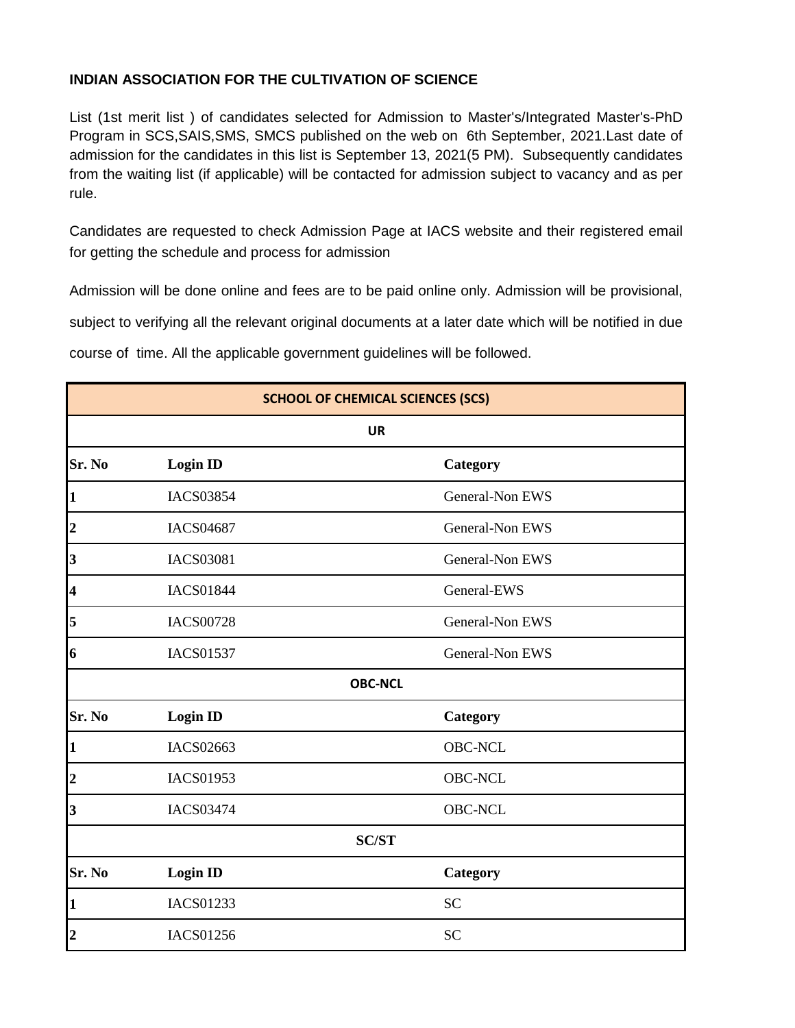**INDIAN ASSOCIATION FOR THE CULTIVATION OF SCIENCE**

List (1st merit list ) of candidates selected for Admission to Master's/Integrated Master's-PhD Program in SCS,SAIS,SMS, SMCS published on the web on 6th September, 2021.Last date of admission for the candidates in this list is September 13, 2021(5 PM). Subsequently candidates from the waiting list (if applicable) will be contacted for admission subject to vacancy and as per rule.

Candidates are requested to check Admission Page at IACS website and their registered email for getting the schedule and process for admission

Admission will be done online and fees are to be paid online only. Admission will be provisional, subject to verifying all the relevant original documents at a later date which will be notified in due course of time. All the applicable government guidelines will be followed.

| **SCHOOL OF CHEMICAL SCIENCES (SCS)** | | |
|---|---|---|
| **UR** | | |
| **Sr. No** | **Login ID** | **Category** |
| **1** | IACS03854 | General-Non EWS |
| **2** | IACS04687 | General-Non EWS |
| **3** | IACS03081 | General-Non EWS |
| **4** | IACS01844 | General-EWS |
| **5** | IACS00728 | General-Non EWS |
| **6** | IACS01537 | General-Non EWS |
| **OBC-NCL** | | |
| **Sr. No** | **Login ID** | **Category** |
| **1** | IACS02663 | OBC-NCL |
| **2** | IACS01953 | OBC-NCL |
| **3** | IACS03474 | OBC-NCL |
| **SC/ST** | | |
| **Sr. No** | **Login ID** | **Category** |
| **1** | IACS01233 | SC |
| **2** | IACS01256 | SC |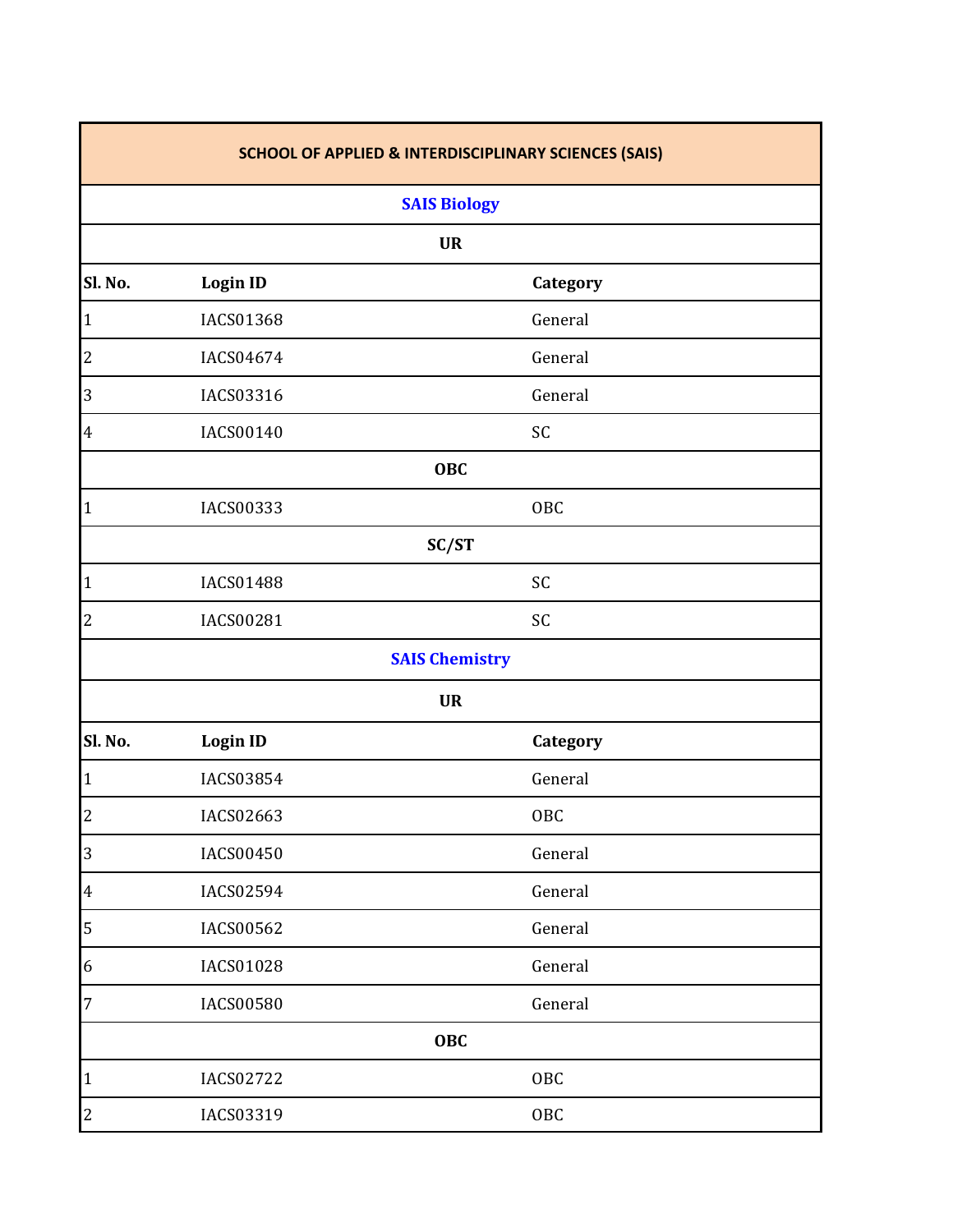## SCHOOL OF APPLIED & INTERDISCIPLINARY SCIENCES (SAIS)

### SAIS Biology

**UR**

| Sl. No. | Login ID | Category |
|---|---|---|
| 1 | IACS01368 | General |
| 2 | IACS04674 | General |
| 3 | IACS03316 | General |
| 4 | IACS00140 | SC |

**OBC**

| Sl. No. | Login ID | Category |
|---|---|---|
| 1 | IACS00333 | OBC |

**SC/ST**

| Sl. No. | Login ID | Category |
|---|---|---|
| 1 | IACS01488 | SC |
| 2 | IACS00281 | SC |

### SAIS Chemistry

**UR**

| Sl. No. | Login ID | Category |
|---|---|---|
| 1 | IACS03854 | General |
| 2 | IACS02663 | OBC |
| 3 | IACS00450 | General |
| 4 | IACS02594 | General |
| 5 | IACS00562 | General |
| 6 | IACS01028 | General |
| 7 | IACS00580 | General |

**OBC**

| Sl. No. | Login ID | Category |
|---|---|---|
| 1 | IACS02722 | OBC |
| 2 | IACS03319 | OBC |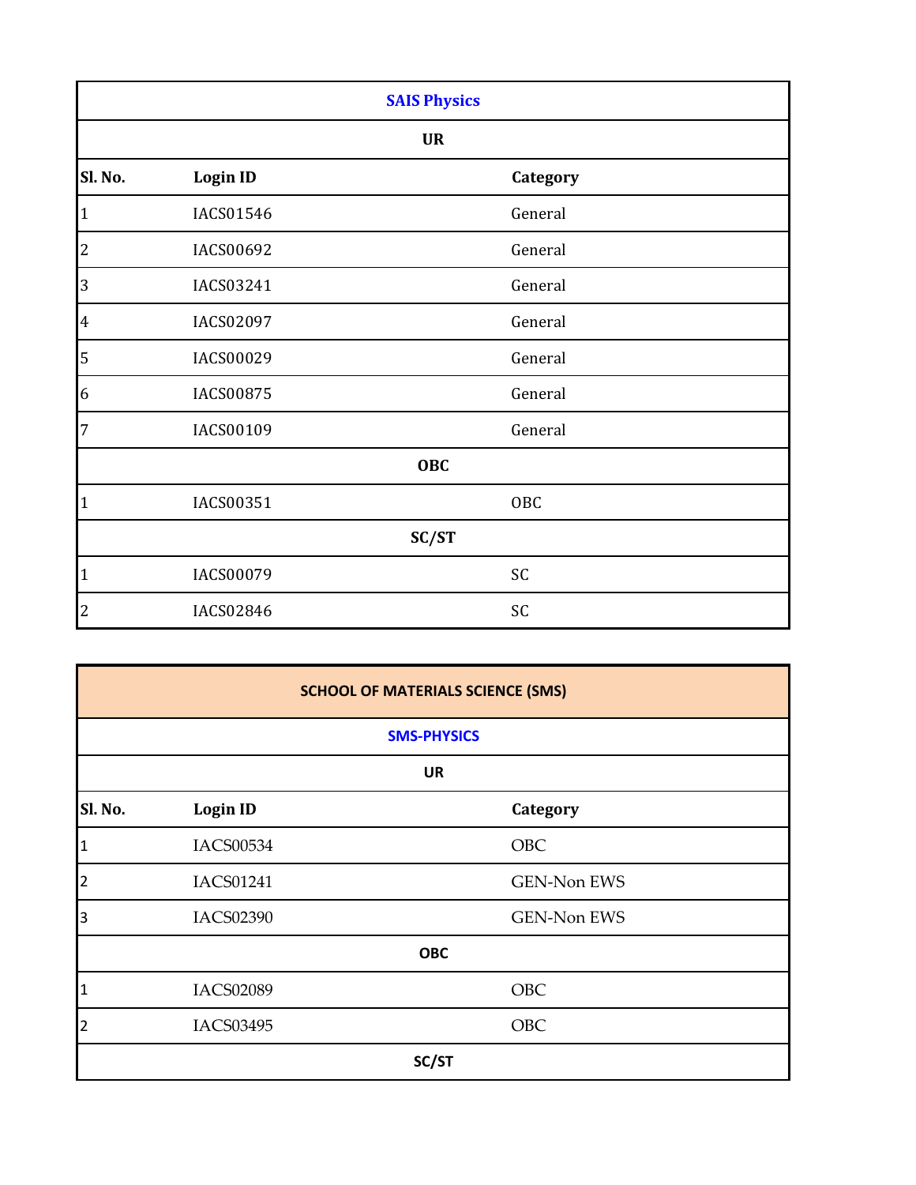**SAIS Physics**

**UR**

| Sl. No. | Login ID | Category |
|---|---|---|
| 1 | IACS01546 | General |
| 2 | IACS00692 | General |
| 3 | IACS03241 | General |
| 4 | IACS02097 | General |
| 5 | IACS00029 | General |
| 6 | IACS00875 | General |
| 7 | IACS00109 | General |
| | **OBC** | |
| 1 | IACS00351 | OBC |
| | **SC/ST** | |
| 1 | IACS00079 | SC |
| 2 | IACS02846 | SC |

## SCHOOL OF MATERIALS SCIENCE (SMS)

**SMS-PHYSICS**

**UR**

| Sl. No. | Login ID | Category |
|---|---|---|
| 1 | IACS00534 | OBC |
| 2 | IACS01241 | GEN-Non EWS |
| 3 | IACS02390 | GEN-Non EWS |
| | **OBC** | |
| 1 | IACS02089 | OBC |
| 2 | IACS03495 | OBC |
| | **SC/ST** | |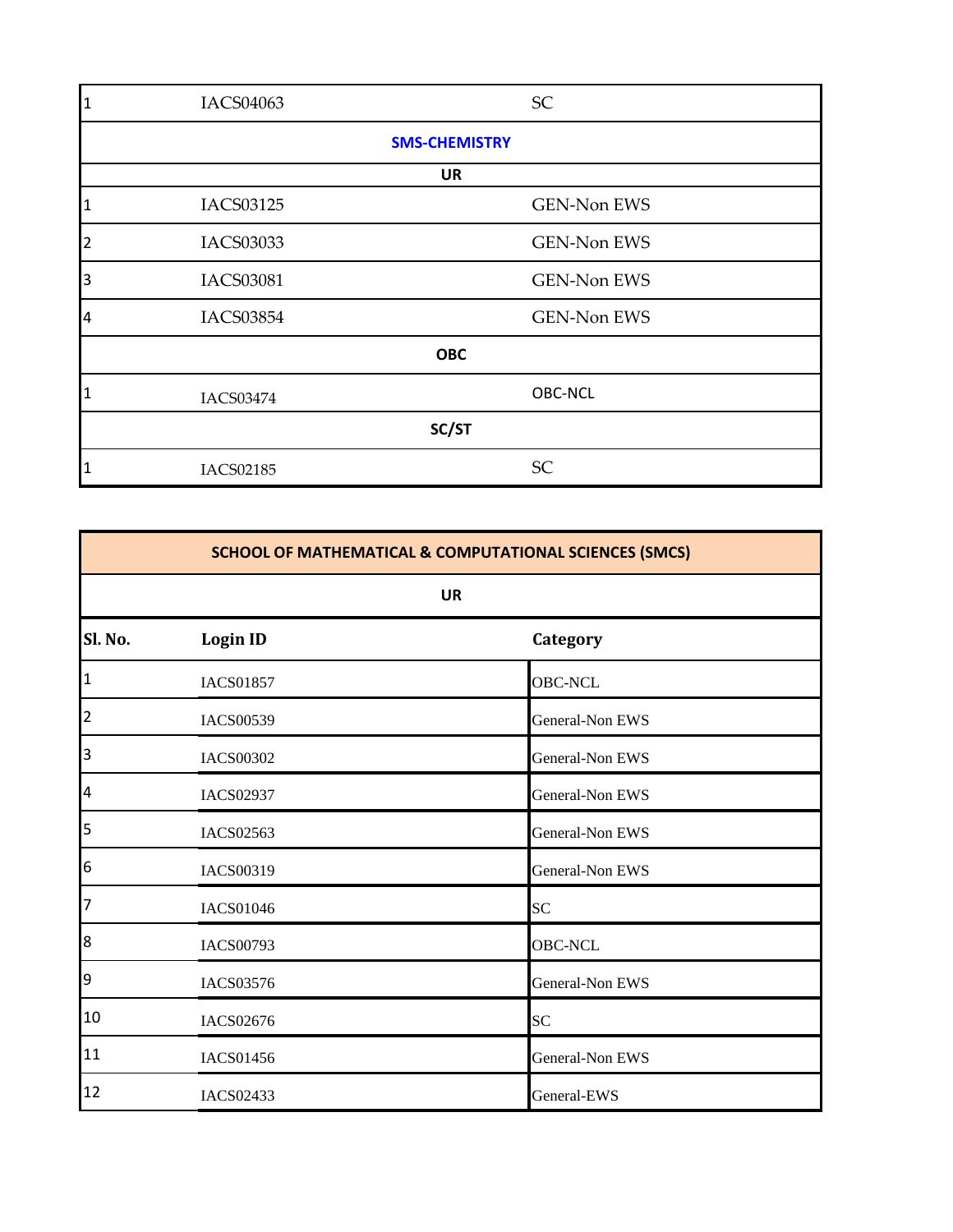| | | |
|---|---|---|
| 1 | IACS04063 | SC |
| **SMS-CHEMISTRY** | | |
| **UR** | | |
| 1 | IACS03125 | GEN-Non EWS |
| 2 | IACS03033 | GEN-Non EWS |
| 3 | IACS03081 | GEN-Non EWS |
| 4 | IACS03854 | GEN-Non EWS |
| **OBC** | | |
| 1 | IACS03474 | OBC-NCL |
| **SC/ST** | | |
| 1 | IACS02185 | SC |

| **SCHOOL OF MATHEMATICAL & COMPUTATIONAL SCIENCES (SMCS)** | | |
|---|---|---|
| **UR** | | |
| **Sl. No.** | **Login ID** | **Category** |
| 1 | IACS01857 | OBC-NCL |
| 2 | IACS00539 | General-Non EWS |
| 3 | IACS00302 | General-Non EWS |
| 4 | IACS02937 | General-Non EWS |
| 5 | IACS02563 | General-Non EWS |
| 6 | IACS00319 | General-Non EWS |
| 7 | IACS01046 | SC |
| 8 | IACS00793 | OBC-NCL |
| 9 | IACS03576 | General-Non EWS |
| 10 | IACS02676 | SC |
| 11 | IACS01456 | General-Non EWS |
| 12 | IACS02433 | General-EWS |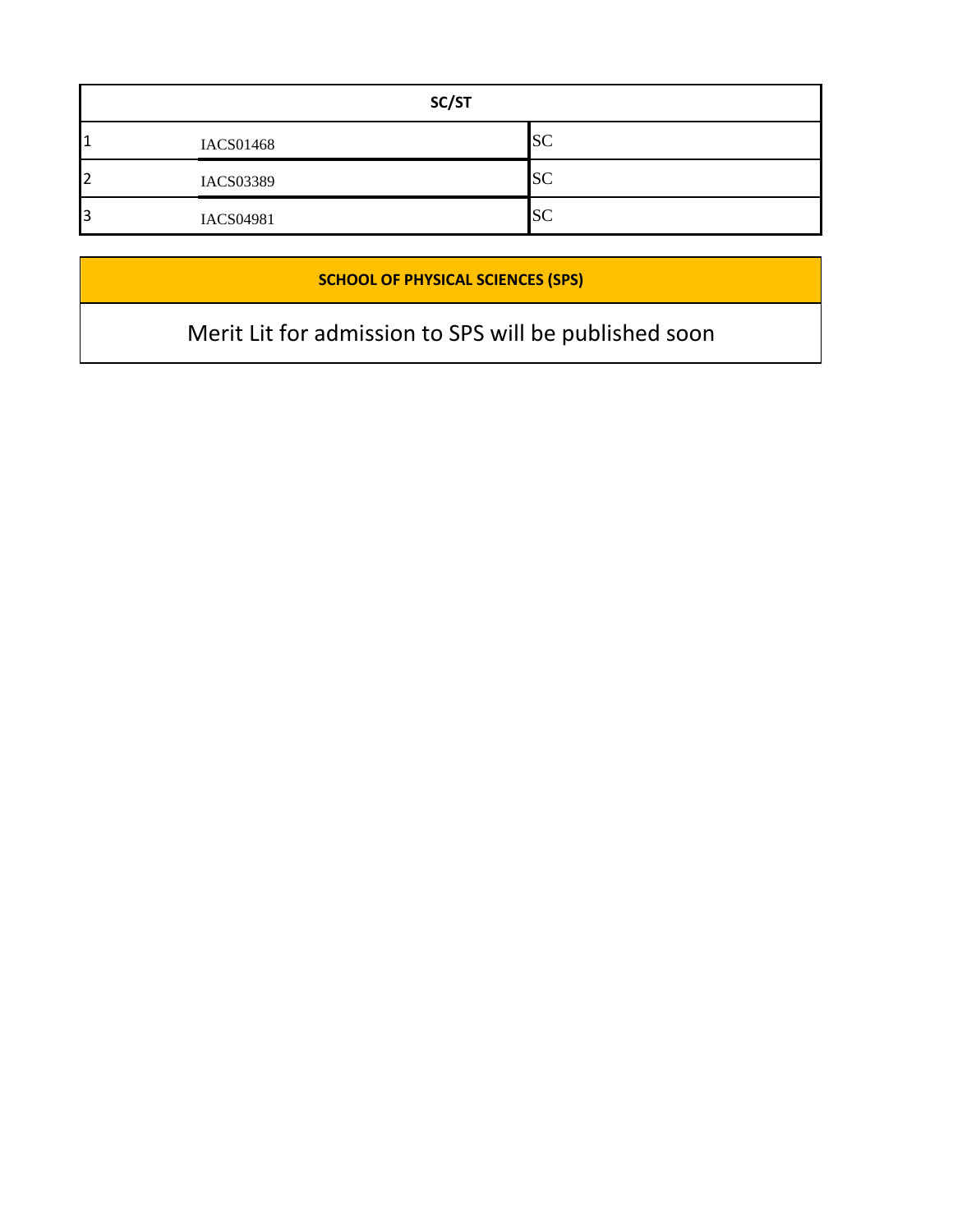| SC/ST | | |
|---|---|---|
| 1 | IACS01468 | SC |
| 2 | IACS03389 | SC |
| 3 | IACS04981 | SC |

**SCHOOL OF PHYSICAL SCIENCES (SPS)**

Merit Lit for admission to SPS will be published soon